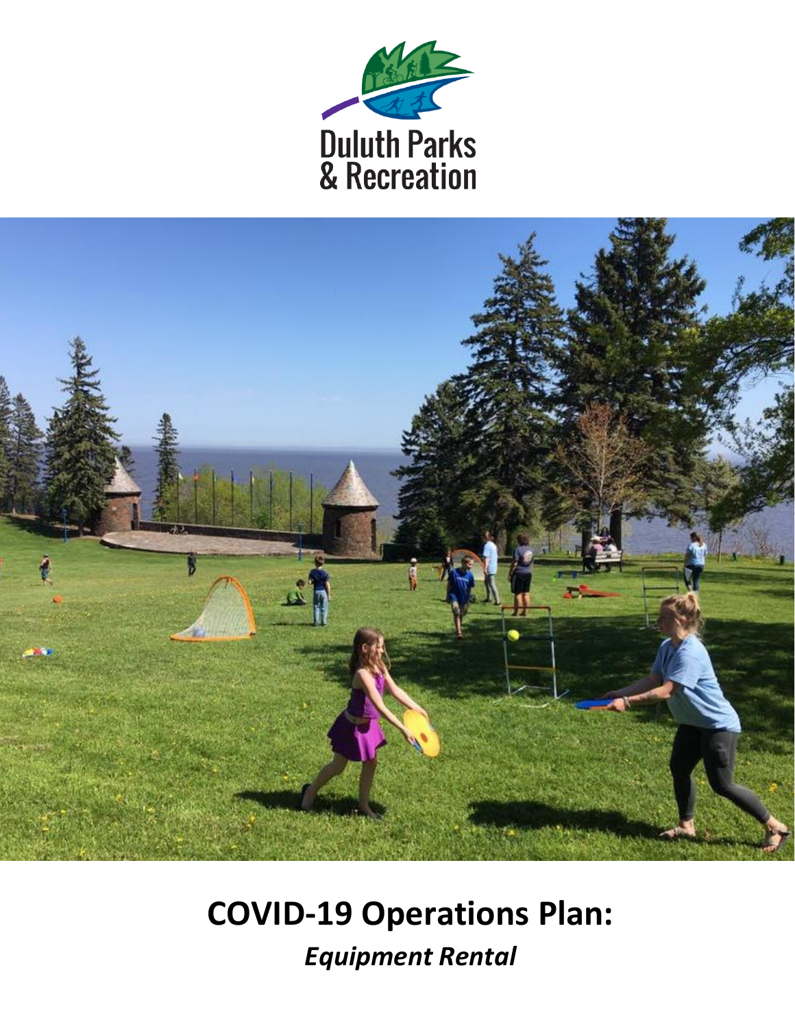Duluth Parks & Recreation

# COVID-19 Operations Plan:

## *Equipment Rental*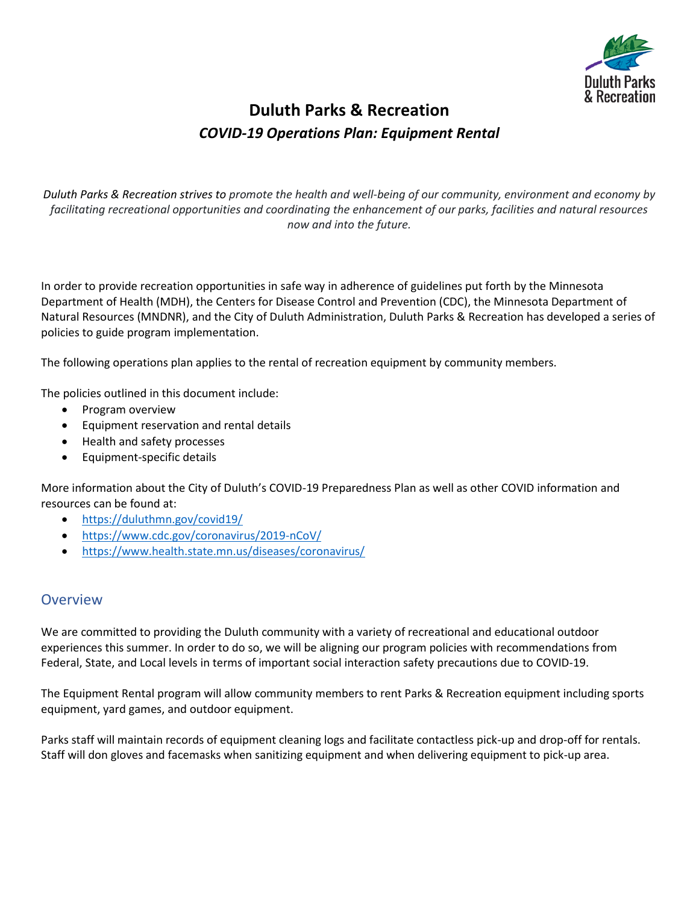# Duluth Parks & Recreation

## *COVID-19 Operations Plan: Equipment Rental*

*Duluth Parks & Recreation strives to promote the health and well-being of our community, environment and economy by facilitating recreational opportunities and coordinating the enhancement of our parks, facilities and natural resources now and into the future.*

In order to provide recreation opportunities in safe way in adherence of guidelines put forth by the Minnesota Department of Health (MDH), the Centers for Disease Control and Prevention (CDC), the Minnesota Department of Natural Resources (MNDNR), and the City of Duluth Administration, Duluth Parks & Recreation has developed a series of policies to guide program implementation.

The following operations plan applies to the rental of recreation equipment by community members.

The policies outlined in this document include:

- Program overview
- Equipment reservation and rental details
- Health and safety processes
- Equipment-specific details

More information about the City of Duluth's COVID-19 Preparedness Plan as well as other COVID information and resources can be found at:

- https://duluthmn.gov/covid19/
- https://www.cdc.gov/coronavirus/2019-nCoV/
- https://www.health.state.mn.us/diseases/coronavirus/

## Overview

We are committed to providing the Duluth community with a variety of recreational and educational outdoor experiences this summer. In order to do so, we will be aligning our program policies with recommendations from Federal, State, and Local levels in terms of important social interaction safety precautions due to COVID-19.

The Equipment Rental program will allow community members to rent Parks & Recreation equipment including sports equipment, yard games, and outdoor equipment.

Parks staff will maintain records of equipment cleaning logs and facilitate contactless pick-up and drop-off for rentals. Staff will don gloves and facemasks when sanitizing equipment and when delivering equipment to pick-up area.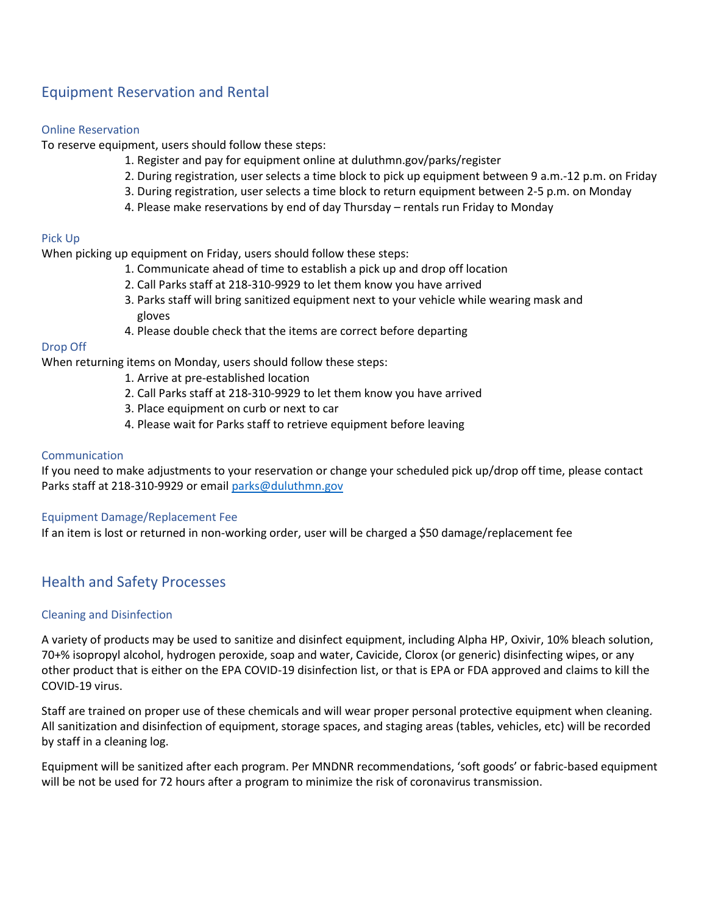## Equipment Reservation and Rental

### Online Reservation

To reserve equipment, users should follow these steps:

1. Register and pay for equipment online at duluthmn.gov/parks/register
2. During registration, user selects a time block to pick up equipment between 9 a.m.-12 p.m. on Friday
3. During registration, user selects a time block to return equipment between 2-5 p.m. on Monday
4. Please make reservations by end of day Thursday – rentals run Friday to Monday

### Pick Up

When picking up equipment on Friday, users should follow these steps:

1. Communicate ahead of time to establish a pick up and drop off location
2. Call Parks staff at 218-310-9929 to let them know you have arrived
3. Parks staff will bring sanitized equipment next to your vehicle while wearing mask and gloves
4. Please double check that the items are correct before departing

### Drop Off

When returning items on Monday, users should follow these steps:

1. Arrive at pre-established location
2. Call Parks staff at 218-310-9929 to let them know you have arrived
3. Place equipment on curb or next to car
4. Please wait for Parks staff to retrieve equipment before leaving

### Communication

If you need to make adjustments to your reservation or change your scheduled pick up/drop off time, please contact Parks staff at 218-310-9929 or email [parks@duluthmn.gov](mailto:parks@duluthmn.gov)

### Equipment Damage/Replacement Fee

If an item is lost or returned in non-working order, user will be charged a $50 damage/replacement fee

## Health and Safety Processes

### Cleaning and Disinfection

A variety of products may be used to sanitize and disinfect equipment, including Alpha HP, Oxivir, 10% bleach solution, 70+% isopropyl alcohol, hydrogen peroxide, soap and water, Cavicide, Clorox (or generic) disinfecting wipes, or any other product that is either on the EPA COVID-19 disinfection list, or that is EPA or FDA approved and claims to kill the COVID-19 virus.

Staff are trained on proper use of these chemicals and will wear proper personal protective equipment when cleaning. All sanitization and disinfection of equipment, storage spaces, and staging areas (tables, vehicles, etc) will be recorded by staff in a cleaning log.

Equipment will be sanitized after each program. Per MNDNR recommendations, 'soft goods' or fabric-based equipment will be not be used for 72 hours after a program to minimize the risk of coronavirus transmission.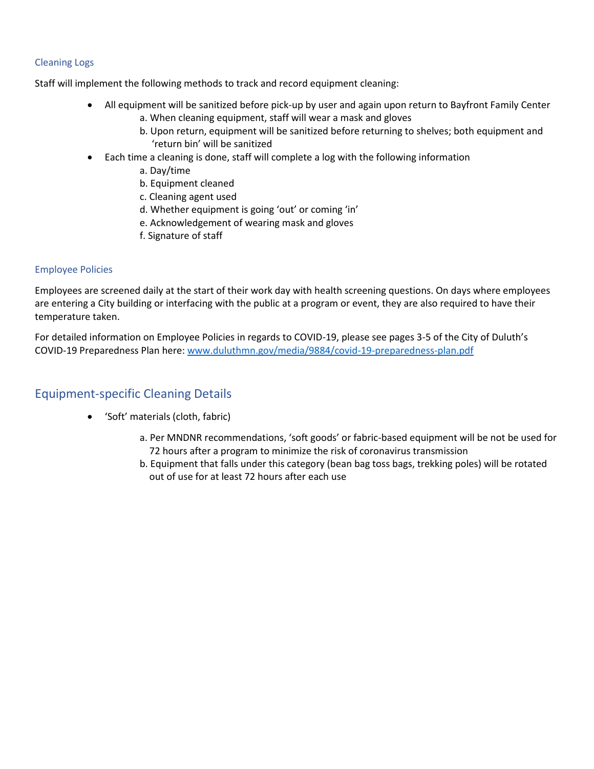### Cleaning Logs

Staff will implement the following methods to track and record equipment cleaning:

- All equipment will be sanitized before pick-up by user and again upon return to Bayfront Family Center
  - a. When cleaning equipment, staff will wear a mask and gloves
  - b. Upon return, equipment will be sanitized before returning to shelves; both equipment and 'return bin' will be sanitized
- Each time a cleaning is done, staff will complete a log with the following information
  - a. Day/time
  - b. Equipment cleaned
  - c. Cleaning agent used
  - d. Whether equipment is going 'out' or coming 'in'
  - e. Acknowledgement of wearing mask and gloves
  - f. Signature of staff

### Employee Policies

Employees are screened daily at the start of their work day with health screening questions. On days where employees are entering a City building or interfacing with the public at a program or event, they are also required to have their temperature taken.

For detailed information on Employee Policies in regards to COVID-19, please see pages 3-5 of the City of Duluth's COVID-19 Preparedness Plan here: [www.duluthmn.gov/media/9884/covid-19-preparedness-plan.pdf](http://www.duluthmn.gov/media/9884/covid-19-preparedness-plan.pdf)

## Equipment-specific Cleaning Details

- 'Soft' materials (cloth, fabric)
  - a. Per MNDNR recommendations, 'soft goods' or fabric-based equipment will be not be used for 72 hours after a program to minimize the risk of coronavirus transmission
  - b. Equipment that falls under this category (bean bag toss bags, trekking poles) will be rotated out of use for at least 72 hours after each use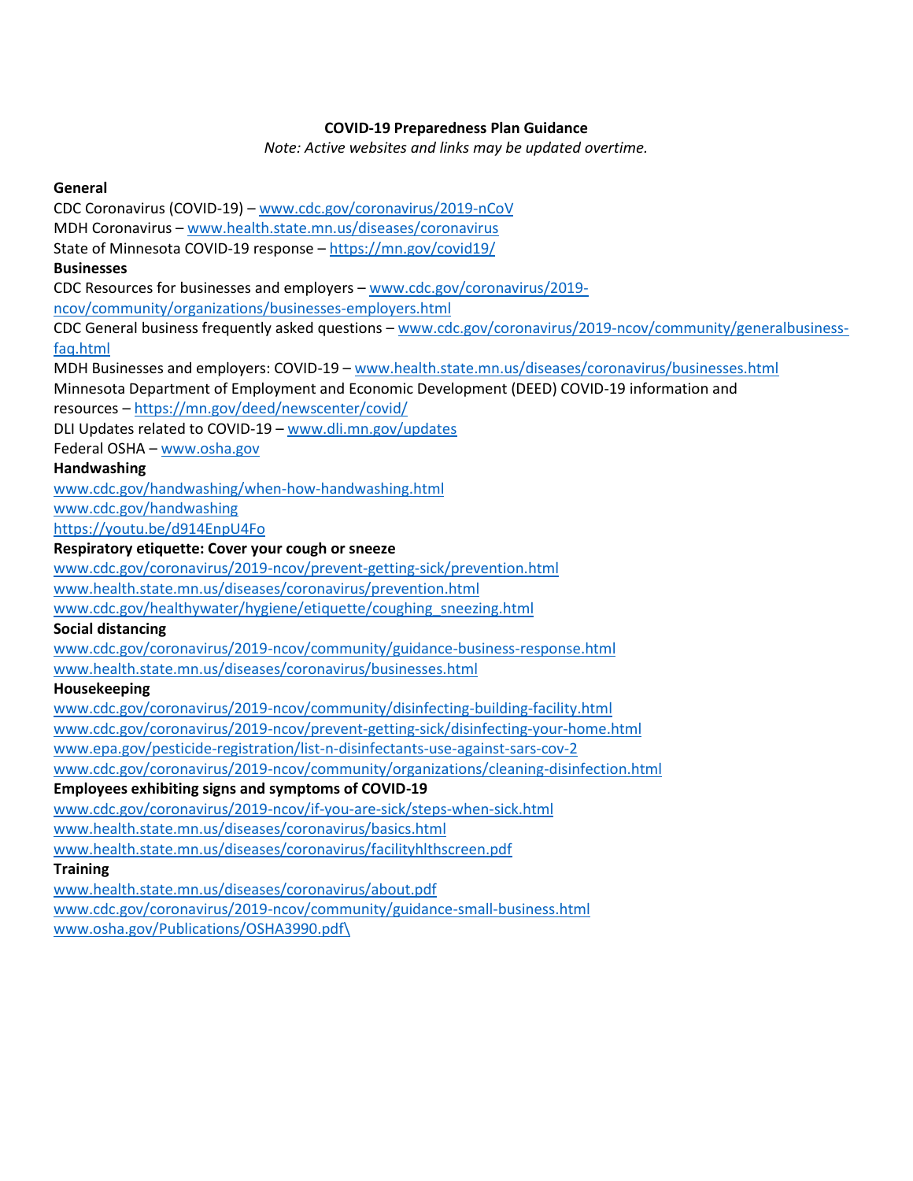**COVID-19 Preparedness Plan Guidance**

*Note: Active websites and links may be updated overtime.*

**General**

CDC Coronavirus (COVID-19) – www.cdc.gov/coronavirus/2019-nCoV
MDH Coronavirus – www.health.state.mn.us/diseases/coronavirus
State of Minnesota COVID-19 response – https://mn.gov/covid19/

**Businesses**

CDC Resources for businesses and employers – www.cdc.gov/coronavirus/2019-ncov/community/organizations/businesses-employers.html
CDC General business frequently asked questions – www.cdc.gov/coronavirus/2019-ncov/community/generalbusiness-faq.html
MDH Businesses and employers: COVID-19 – www.health.state.mn.us/diseases/coronavirus/businesses.html
Minnesota Department of Employment and Economic Development (DEED) COVID-19 information and resources – https://mn.gov/deed/newscenter/covid/
DLI Updates related to COVID-19 – www.dli.mn.gov/updates
Federal OSHA – www.osha.gov

**Handwashing**

www.cdc.gov/handwashing/when-how-handwashing.html
www.cdc.gov/handwashing
https://youtu.be/d914EnpU4Fo

**Respiratory etiquette: Cover your cough or sneeze**

www.cdc.gov/coronavirus/2019-ncov/prevent-getting-sick/prevention.html
www.health.state.mn.us/diseases/coronavirus/prevention.html
www.cdc.gov/healthywater/hygiene/etiquette/coughing_sneezing.html

**Social distancing**

www.cdc.gov/coronavirus/2019-ncov/community/guidance-business-response.html
www.health.state.mn.us/diseases/coronavirus/businesses.html

**Housekeeping**

www.cdc.gov/coronavirus/2019-ncov/community/disinfecting-building-facility.html
www.cdc.gov/coronavirus/2019-ncov/prevent-getting-sick/disinfecting-your-home.html
www.epa.gov/pesticide-registration/list-n-disinfectants-use-against-sars-cov-2
www.cdc.gov/coronavirus/2019-ncov/community/organizations/cleaning-disinfection.html

**Employees exhibiting signs and symptoms of COVID-19**

www.cdc.gov/coronavirus/2019-ncov/if-you-are-sick/steps-when-sick.html
www.health.state.mn.us/diseases/coronavirus/basics.html
www.health.state.mn.us/diseases/coronavirus/facilityhlthscreen.pdf

**Training**

www.health.state.mn.us/diseases/coronavirus/about.pdf
www.cdc.gov/coronavirus/2019-ncov/community/guidance-small-business.html
www.osha.gov/Publications/OSHA3990.pdf\